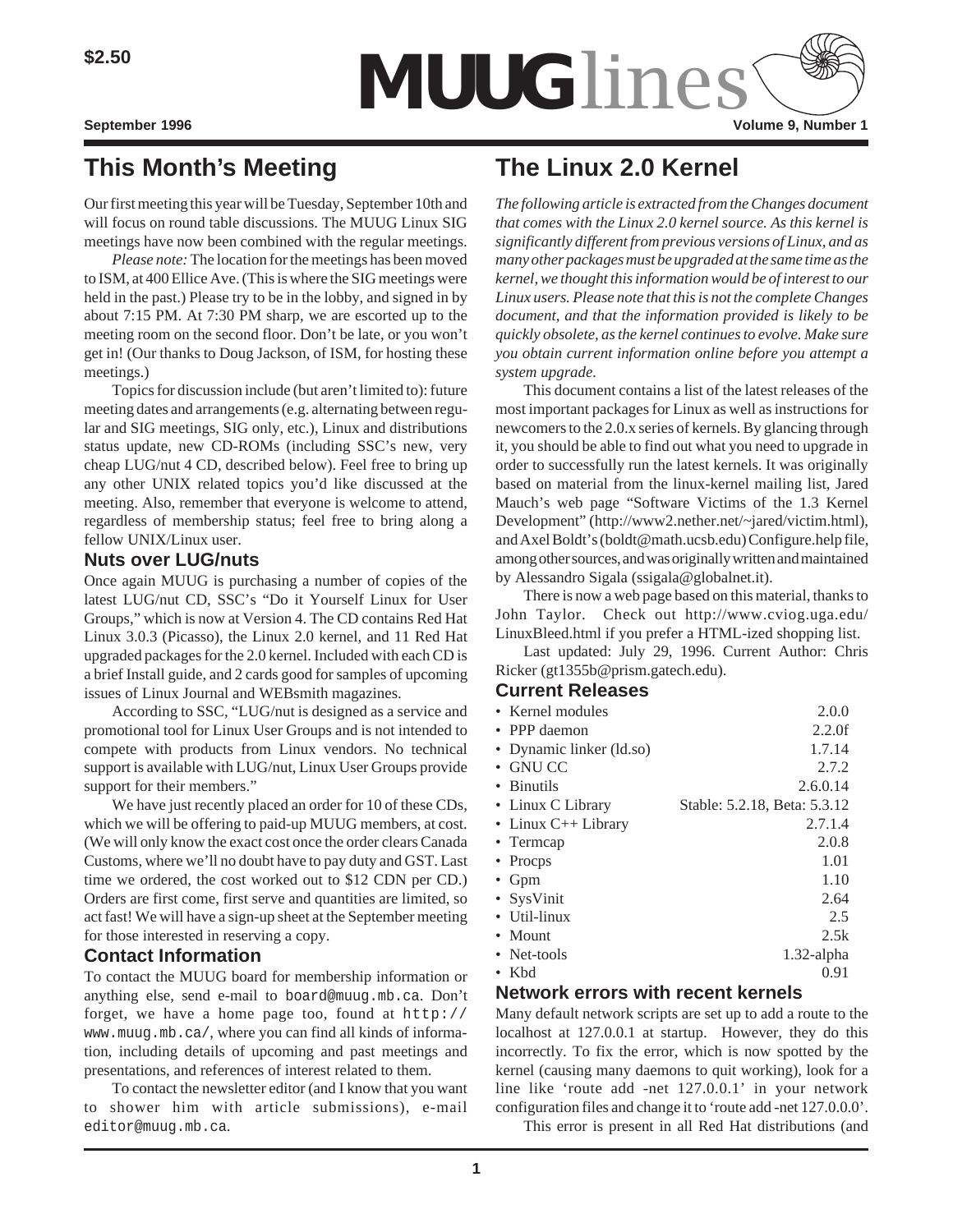$2.50

# MUUGlines

September 1996 — Volume 9, Number 1

## This Month's Meeting

Our first meeting this year will be Tuesday, September 10th and will focus on round table discussions. The MUUG Linux SIG meetings have now been combined with the regular meetings.

*Please note:* The location for the meetings has been moved to ISM, at 400 Ellice Ave. (This is where the SIG meetings were held in the past.) Please try to be in the lobby, and signed in by about 7:15 PM. At 7:30 PM sharp, we are escorted up to the meeting room on the second floor. Don't be late, or you won't get in! (Our thanks to Doug Jackson, of ISM, for hosting these meetings.)

Topics for discussion include (but aren't limited to): future meeting dates and arrangements (e.g. alternating between regular and SIG meetings, SIG only, etc.), Linux and distributions status update, new CD-ROMs (including SSC's new, very cheap LUG/nut 4 CD, described below). Feel free to bring up any other UNIX related topics you'd like discussed at the meeting. Also, remember that everyone is welcome to attend, regardless of membership status; feel free to bring along a fellow UNIX/Linux user.

### Nuts over LUG/nuts

Once again MUUG is purchasing a number of copies of the latest LUG/nut CD, SSC's "Do it Yourself Linux for User Groups," which is now at Version 4. The CD contains Red Hat Linux 3.0.3 (Picasso), the Linux 2.0 kernel, and 11 Red Hat upgraded packages for the 2.0 kernel. Included with each CD is a brief Install guide, and 2 cards good for samples of upcoming issues of Linux Journal and WEBsmith magazines.

According to SSC, "LUG/nut is designed as a service and promotional tool for Linux User Groups and is not intended to compete with products from Linux vendors. No technical support is available with LUG/nut, Linux User Groups provide support for their members."

We have just recently placed an order for 10 of these CDs, which we will be offering to paid-up MUUG members, at cost. (We will only know the exact cost once the order clears Canada Customs, where we'll no doubt have to pay duty and GST. Last time we ordered, the cost worked out to $12 CDN per CD.) Orders are first come, first serve and quantities are limited, so act fast! We will have a sign-up sheet at the September meeting for those interested in reserving a copy.

### Contact Information

To contact the MUUG board for membership information or anything else, send e-mail to `board@muug.mb.ca`. Don't forget, we have a home page too, found at `http://www.muug.mb.ca/`, where you can find all kinds of information, including details of upcoming and past meetings and presentations, and references of interest related to them.

To contact the newsletter editor (and I know that you want to shower him with article submissions), e-mail `editor@muug.mb.ca`.

## The Linux 2.0 Kernel

*The following article is extracted from the Changes document that comes with the Linux 2.0 kernel source. As this kernel is significantly different from previous versions of Linux, and as many other packages must be upgraded at the same time as the kernel, we thought this information would be of interest to our Linux users. Please note that this is not the complete Changes document, and that the information provided is likely to be quickly obsolete, as the kernel continues to evolve. Make sure you obtain current information online before you attempt a system upgrade.*

This document contains a list of the latest releases of the most important packages for Linux as well as instructions for newcomers to the 2.0.x series of kernels. By glancing through it, you should be able to find out what you need to upgrade in order to successfully run the latest kernels. It was originally based on material from the linux-kernel mailing list, Jared Mauch's web page "Software Victims of the 1.3 Kernel Development" (http://www2.nether.net/~jared/victim.html), and Axel Boldt's (boldt@math.ucsb.edu) Configure.help file, among other sources, and was originally written and maintained by Alessandro Sigala (ssigala@globalnet.it).

There is now a web page based on this material, thanks to John Taylor. Check out http://www.cviog.uga.edu/LinuxBleed.html if you prefer a HTML-ized shopping list.

Last updated: July 29, 1996. Current Author: Chris Ricker (gt1355b@prism.gatech.edu).

### Current Releases

- Kernel modules — 2.0.0
- PPP daemon — 2.2.0f
- Dynamic linker (ld.so) — 1.7.14
- GNU CC — 2.7.2
- Binutils — 2.6.0.14
- Linux C Library — Stable: 5.2.18, Beta: 5.3.12
- Linux C++ Library — 2.7.1.4
- Termcap — 2.0.8
- Procps — 1.01
- Gpm — 1.10
- SysVinit — 2.64
- Util-linux — 2.5
- Mount — 2.5k
- Net-tools — 1.32-alpha
- Kbd — 0.91

### Network errors with recent kernels

Many default network scripts are set up to add a route to the localhost at 127.0.0.1 at startup. However, they do this incorrectly. To fix the error, which is now spotted by the kernel (causing many daemons to quit working), look for a line like 'route add -net 127.0.0.1' in your network configuration files and change it to 'route add -net 127.0.0.0'.

This error is present in all Red Hat distributions (and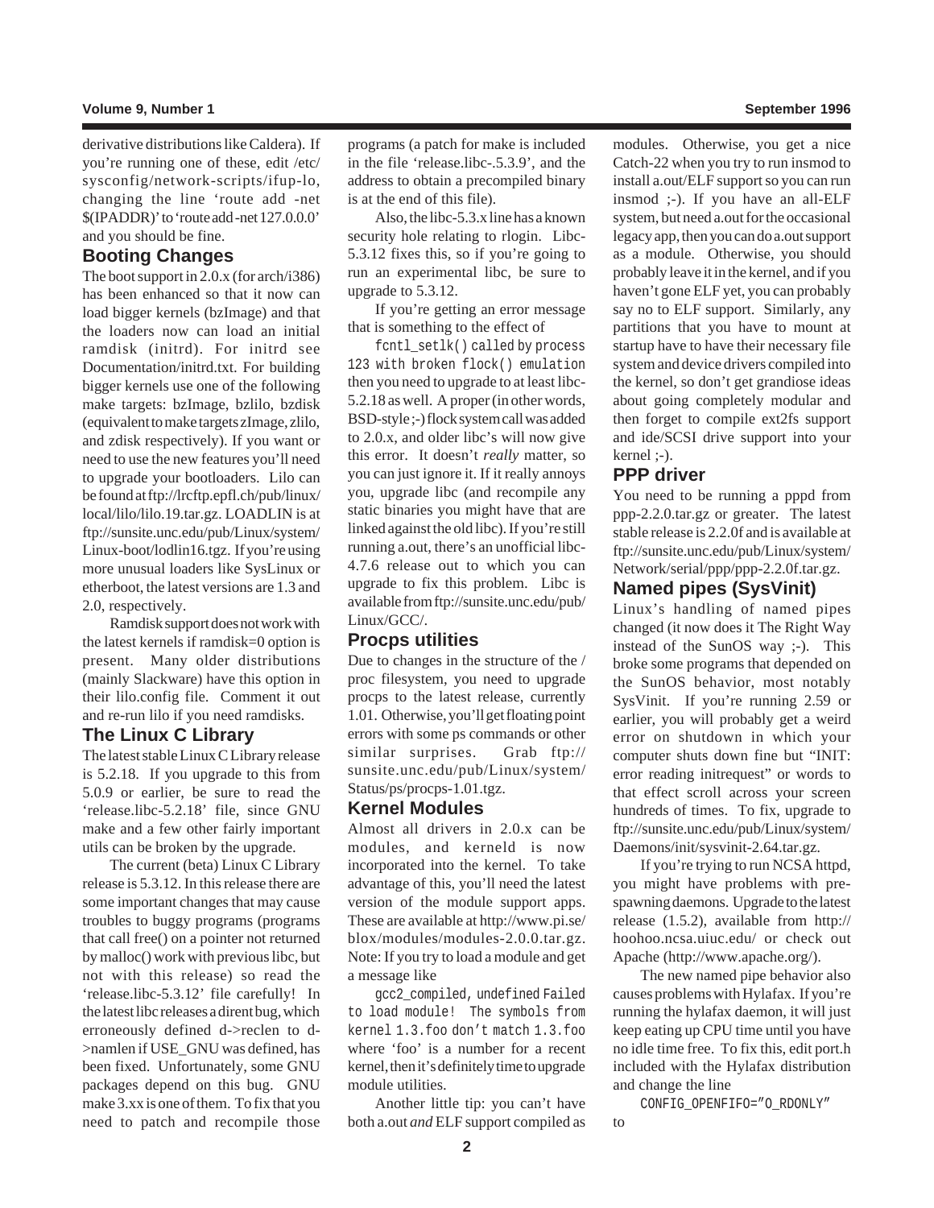derivative distributions like Caldera). If you're running one of these, edit /etc/sysconfig/network-scripts/ifup-lo, changing the line 'route add -net $(IPADDR)' to 'route add -net 127.0.0.0' and you should be fine.

## Booting Changes

The boot support in 2.0.x (for arch/i386) has been enhanced so that it now can load bigger kernels (bzImage) and that the loaders now can load an initial ramdisk (initrd). For initrd see Documentation/initrd.txt. For building bigger kernels use one of the following make targets: bzImage, bzlilo, bzdisk (equivalent to make targets zImage, zlilo, and zdisk respectively). If you want or need to use the new features you'll need to upgrade your bootloaders. Lilo can be found at ftp://lrcftp.epfl.ch/pub/linux/local/lilo/lilo.19.tar.gz. LOADLIN is at ftp://sunsite.unc.edu/pub/Linux/system/Linux-boot/lodlin16.tgz. If you're using more unusual loaders like SysLinux or etherboot, the latest versions are 1.3 and 2.0, respectively.

Ramdisk support does not work with the latest kernels if ramdisk=0 option is present. Many older distributions (mainly Slackware) have this option in their lilo.config file. Comment it out and re-run lilo if you need ramdisks.

## The Linux C Library

The latest stable Linux C Library release is 5.2.18. If you upgrade to this from 5.0.9 or earlier, be sure to read the 'release.libc-5.2.18' file, since GNU make and a few other fairly important utils can be broken by the upgrade.

The current (beta) Linux C Library release is 5.3.12. In this release there are some important changes that may cause troubles to buggy programs (programs that call free() on a pointer not returned by malloc() work with previous libc, but not with this release) so read the 'release.libc-5.3.12' file carefully! In the latest libc releases a dirent bug, which erroneously defined d->reclen to d->namlen if USE_GNU was defined, has been fixed. Unfortunately, some GNU packages depend on this bug. GNU make 3.xx is one of them. To fix that you need to patch and recompile those programs (a patch for make is included in the file 'release.libc-.5.3.9', and the address to obtain a precompiled binary is at the end of this file).

Also, the libc-5.3.x line has a known security hole relating to rlogin. Libc-5.3.12 fixes this, so if you're going to run an experimental libc, be sure to upgrade to 5.3.12.

If you're getting an error message that is something to the effect of

`fcntl_setlk() called by process 123 with broken flock() emulation`

then you need to upgrade to at least libc-5.2.18 as well. A proper (in other words, BSD-style ;-) flock system call was added to 2.0.x, and older libc's will now give this error. It doesn't *really* matter, so you can just ignore it. If it really annoys you, upgrade libc (and recompile any static binaries you might have that are linked against the old libc). If you're still running a.out, there's an unofficial libc-4.7.6 release out to which you can upgrade to fix this problem. Libc is available from ftp://sunsite.unc.edu/pub/Linux/GCC/.

## Procps utilities

Due to changes in the structure of the /proc filesystem, you need to upgrade procps to the latest release, currently 1.01. Otherwise, you'll get floating point errors with some ps commands or other similar surprises. Grab ftp://sunsite.unc.edu/pub/Linux/system/Status/ps/procps-1.01.tgz.

## Kernel Modules

Almost all drivers in 2.0.x can be modules, and kerneld is now incorporated into the kernel. To take advantage of this, you'll need the latest version of the module support apps. These are available at http://www.pi.se/blox/modules/modules-2.0.0.tar.gz. Note: If you try to load a module and get a message like

`gcc2_compiled, undefined Failed to load module! The symbols from kernel 1.3.foo don't match 1.3.foo`

where 'foo' is a number for a recent kernel, then it's definitely time to upgrade module utilities.

Another little tip: you can't have both a.out *and* ELF support compiled as modules. Otherwise, you get a nice Catch-22 when you try to run insmod to install a.out/ELF support so you can run insmod ;-). If you have an all-ELF system, but need a.out for the occasional legacy app, then you can do a.out support as a module. Otherwise, you should probably leave it in the kernel, and if you haven't gone ELF yet, you can probably say no to ELF support. Similarly, any partitions that you have to mount at startup have to have their necessary file system and device drivers compiled into the kernel, so don't get grandiose ideas about going completely modular and then forget to compile ext2fs support and ide/SCSI drive support into your kernel ;-).

## PPP driver

You need to be running a pppd from ppp-2.2.0.tar.gz or greater. The latest stable release is 2.2.0f and is available at ftp://sunsite.unc.edu/pub/Linux/system/Network/serial/ppp/ppp-2.2.0f.tar.gz.

## Named pipes (SysVinit)

Linux's handling of named pipes changed (it now does it The Right Way instead of the SunOS way ;-). This broke some programs that depended on the SunOS behavior, most notably SysVinit. If you're running 2.59 or earlier, you will probably get a weird error on shutdown in which your computer shuts down fine but "INIT: error reading initrequest" or words to that effect scroll across your screen hundreds of times. To fix, upgrade to ftp://sunsite.unc.edu/pub/Linux/system/Daemons/init/sysvinit-2.64.tar.gz.

If you're trying to run NCSA httpd, you might have problems with pre-spawning daemons. Upgrade to the latest release (1.5.2), available from http://hoohoo.ncsa.uiuc.edu/ or check out Apache (http://www.apache.org/).

The new named pipe behavior also causes problems with Hylafax. If you're running the hylafax daemon, it will just keep eating up CPU time until you have no idle time free. To fix this, edit port.h included with the Hylafax distribution and change the line

`CONFIG_OPENFIFO="O_RDONLY"`

to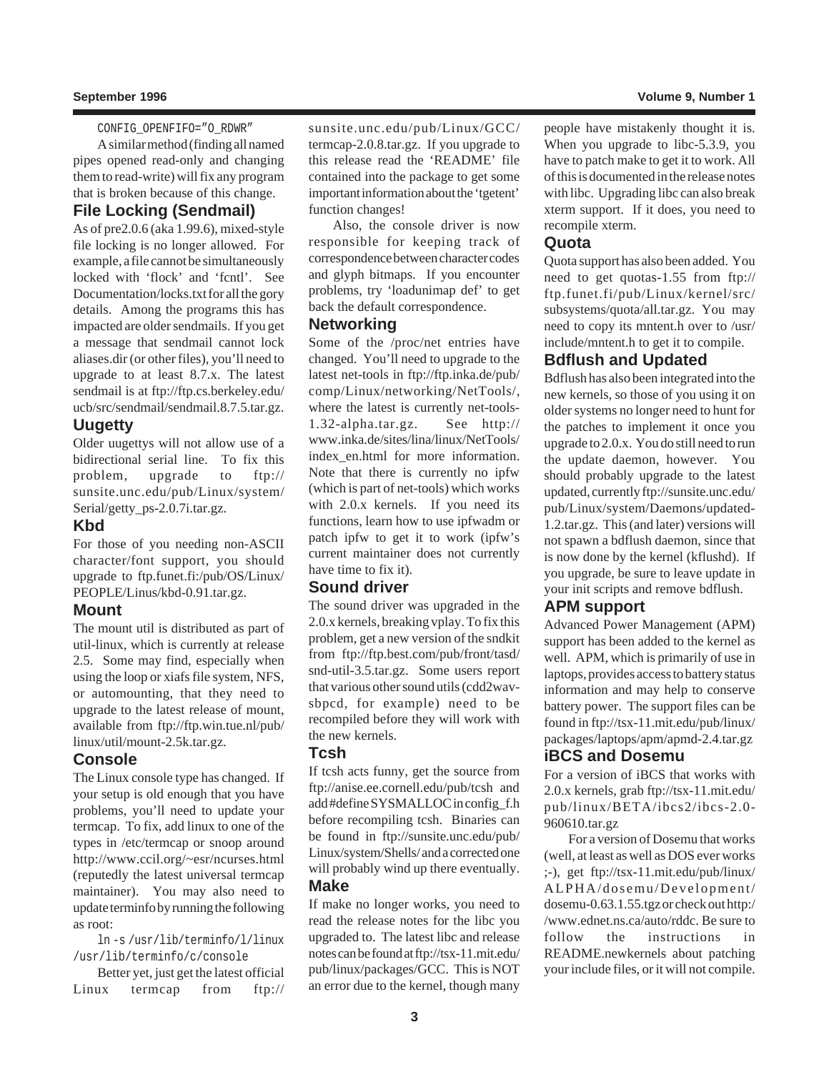```
CONFIG_OPENFIFO="O_RDWR"
```

A similar method (finding all named pipes opened read-only and changing them to read-write) will fix any program that is broken because of this change.

## File Locking (Sendmail)

As of pre2.0.6 (aka 1.99.6), mixed-style file locking is no longer allowed. For example, a file cannot be simultaneously locked with 'flock' and 'fcntl'. See Documentation/locks.txt for all the gory details. Among the programs this has impacted are older sendmails. If you get a message that sendmail cannot lock aliases.dir (or other files), you'll need to upgrade to at least 8.7.x. The latest sendmail is at ftp://ftp.cs.berkeley.edu/ucb/src/sendmail/sendmail.8.7.5.tar.gz.

## Uugetty

Older uugettys will not allow use of a bidirectional serial line. To fix this problem, upgrade to ftp://sunsite.unc.edu/pub/Linux/system/Serial/getty_ps-2.0.7i.tar.gz.

## Kbd

For those of you needing non-ASCII character/font support, you should upgrade to ftp.funet.fi:/pub/OS/Linux/PEOPLE/Linus/kbd-0.91.tar.gz.

## Mount

The mount util is distributed as part of util-linux, which is currently at release 2.5. Some may find, especially when using the loop or xiafs file system, NFS, or automounting, that they need to upgrade to the latest release of mount, available from ftp://ftp.win.tue.nl/pub/linux/util/mount-2.5k.tar.gz.

## Console

The Linux console type has changed. If your setup is old enough that you have problems, you'll need to update your termcap. To fix, add linux to one of the types in /etc/termcap or snoop around http://www.ccil.org/~esr/ncurses.html (reputedly the latest universal termcap maintainer). You may also need to update terminfo by running the following as root:

```
ln -s /usr/lib/terminfo/l/linux /usr/lib/terminfo/c/console
```

Better yet, just get the latest official Linux termcap from ftp://sunsite.unc.edu/pub/Linux/GCC/termcap-2.0.8.tar.gz. If you upgrade to this release read the 'README' file contained into the package to get some important information about the 'tgetent' function changes!

Also, the console driver is now responsible for keeping track of correspondence between character codes and glyph bitmaps. If you encounter problems, try 'loadunimap def' to get back the default correspondence.

## Networking

Some of the /proc/net entries have changed. You'll need to upgrade to the latest net-tools in ftp://ftp.inka.de/pub/comp/Linux/networking/NetTools/, where the latest is currently net-tools-1.32-alpha.tar.gz. See http://www.inka.de/sites/lina/linux/NetTools/index_en.html for more information. Note that there is currently no ipfw (which is part of net-tools) which works with 2.0.x kernels. If you need its functions, learn how to use ipfwadm or patch ipfw to get it to work (ipfw's current maintainer does not currently have time to fix it).

## Sound driver

The sound driver was upgraded in the 2.0.x kernels, breaking vplay. To fix this problem, get a new version of the sndkit from ftp://ftp.best.com/pub/front/tasd/snd-util-3.5.tar.gz. Some users report that various other sound utils (cdd2wav-sbpcd, for example) need to be recompiled before they will work with the new kernels.

## Tcsh

If tcsh acts funny, get the source from ftp://anise.ee.cornell.edu/pub/tcsh and add #define SYSMALLOC in config_f.h before recompiling tcsh. Binaries can be found in ftp://sunsite.unc.edu/pub/Linux/system/Shells/ and a corrected one will probably wind up there eventually.

## Make

If make no longer works, you need to read the release notes for the libc you upgraded to. The latest libc and release notes can be found at ftp://tsx-11.mit.edu/pub/linux/packages/GCC. This is NOT an error due to the kernel, though many people have mistakenly thought it is. When you upgrade to libc-5.3.9, you have to patch make to get it to work. All of this is documented in the release notes with libc. Upgrading libc can also break xterm support. If it does, you need to recompile xterm.

## Quota

Quota support has also been added. You need to get quotas-1.55 from ftp://ftp.funet.fi/pub/Linux/kernel/src/subsystems/quota/all.tar.gz. You may need to copy its mntent.h over to /usr/include/mntent.h to get it to compile.

## Bdflush and Updated

Bdflush has also been integrated into the new kernels, so those of you using it on older systems no longer need to hunt for the patches to implement it once you upgrade to 2.0.x. You do still need to run the update daemon, however. You should probably upgrade to the latest updated, currently ftp://sunsite.unc.edu/pub/Linux/system/Daemons/updated-1.2.tar.gz. This (and later) versions will not spawn a bdflush daemon, since that is now done by the kernel (kflushd). If you upgrade, be sure to leave update in your init scripts and remove bdflush.

## APM support

Advanced Power Management (APM) support has been added to the kernel as well. APM, which is primarily of use in laptops, provides access to battery status information and may help to conserve battery power. The support files can be found in ftp://tsx-11.mit.edu/pub/linux/packages/laptops/apm/apmd-2.4.tar.gz

## iBCS and Dosemu

For a version of iBCS that works with 2.0.x kernels, grab ftp://tsx-11.mit.edu/pub/linux/BETA/ibcs2/ibcs-2.0-960610.tar.gz

For a version of Dosemu that works (well, at least as well as DOS ever works ;-), get ftp://tsx-11.mit.edu/pub/linux/ALPHA/dosemu/Development/dosemu-0.63.1.55.tgz or check out http://www.ednet.ns.ca/auto/rddc. Be sure to follow the instructions in README.newkernels about patching your include files, or it will not compile.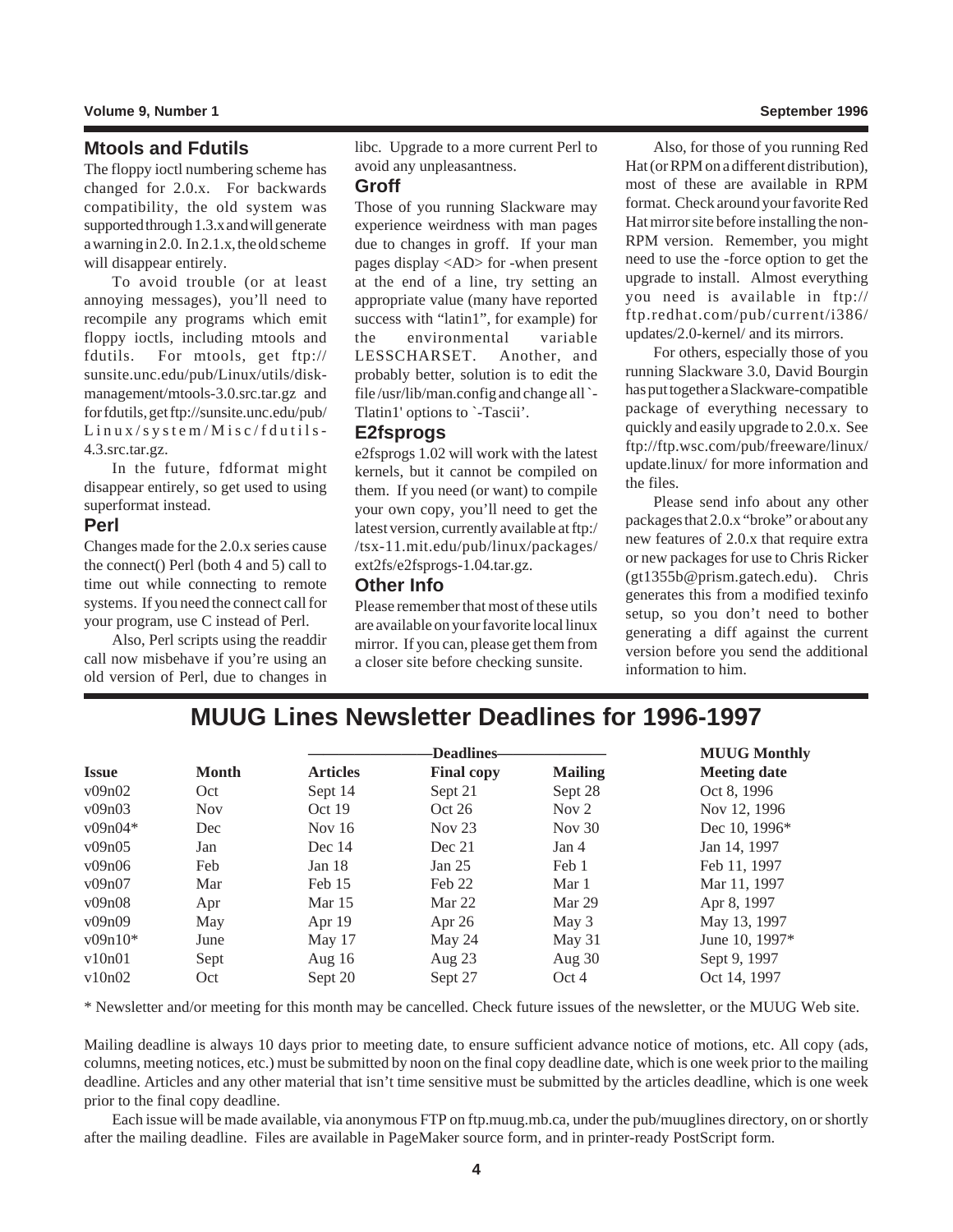## Mtools and Fdutils

The floppy ioctl numbering scheme has changed for 2.0.x. For backwards compatibility, the old system was supported through 1.3.x and will generate a warning in 2.0. In 2.1.x, the old scheme will disappear entirely.

To avoid trouble (or at least annoying messages), you'll need to recompile any programs which emit floppy ioctls, including mtools and fdutils. For mtools, get ftp://sunsite.unc.edu/pub/Linux/utils/disk-management/mtools-3.0.src.tar.gz and for fdutils, get ftp://sunsite.unc.edu/pub/Linux/system/Misc/fdutils-4.3.src.tar.gz.

In the future, fdformat might disappear entirely, so get used to using superformat instead.

### Perl

Changes made for the 2.0.x series cause the connect() Perl (both 4 and 5) call to time out while connecting to remote systems. If you need the connect call for your program, use C instead of Perl.

Also, Perl scripts using the readdir call now misbehave if you're using an old version of Perl, due to changes in libc. Upgrade to a more current Perl to avoid any unpleasantness.

### Groff

Those of you running Slackware may experience weirdness with man pages due to changes in groff. If your man pages display <AD> for -when present at the end of a line, try setting an appropriate value (many have reported success with "latin1", for example) for the environmental variable LESSCHARSET. Another, and probably better, solution is to edit the file /usr/lib/man.config and change all `-Tlatin1' options to `-Tascii'.

### E2fsprogs

e2fsprogs 1.02 will work with the latest kernels, but it cannot be compiled on them. If you need (or want) to compile your own copy, you'll need to get the latest version, currently available at ftp://tsx-11.mit.edu/pub/linux/packages/ext2fs/e2fsprogs-1.04.tar.gz.

### Other Info

Please remember that most of these utils are available on your favorite local linux mirror. If you can, please get them from a closer site before checking sunsite.

Also, for those of you running Red Hat (or RPM on a different distribution), most of these are available in RPM format. Check around your favorite Red Hat mirror site before installing the non-RPM version. Remember, you might need to use the -force option to get the upgrade to install. Almost everything you need is available in ftp://ftp.redhat.com/pub/current/i386/updates/2.0-kernel/ and its mirrors.

For others, especially those of you running Slackware 3.0, David Bourgin has put together a Slackware-compatible package of everything necessary to quickly and easily upgrade to 2.0.x. See ftp://ftp.wsc.com/pub/freeware/linux/update.linux/ for more information and the files.

Please send info about any other packages that 2.0.x "broke" or about any new features of 2.0.x that require extra or new packages for use to Chris Ricker (gt1355b@prism.gatech.edu). Chris generates this from a modified texinfo setup, so you don't need to bother generating a diff against the current version before you send the additional information to him.

# MUUG Lines Newsletter Deadlines for 1996-1997

| | | Deadlines | | | MUUG Monthly |
|---|---|---|---|---|---|
| **Issue** | **Month** | **Articles** | **Final copy** | **Mailing** | **Meeting date** |
| v09n02 | Oct | Sept 14 | Sept 21 | Sept 28 | Oct 8, 1996 |
| v09n03 | Nov | Oct 19 | Oct 26 | Nov 2 | Nov 12, 1996 |
| v09n04* | Dec | Nov 16 | Nov 23 | Nov 30 | Dec 10, 1996* |
| v09n05 | Jan | Dec 14 | Dec 21 | Jan 4 | Jan 14, 1997 |
| v09n06 | Feb | Jan 18 | Jan 25 | Feb 1 | Feb 11, 1997 |
| v09n07 | Mar | Feb 15 | Feb 22 | Mar 1 | Mar 11, 1997 |
| v09n08 | Apr | Mar 15 | Mar 22 | Mar 29 | Apr 8, 1997 |
| v09n09 | May | Apr 19 | Apr 26 | May 3 | May 13, 1997 |
| v09n10* | June | May 17 | May 24 | May 31 | June 10, 1997* |
| v10n01 | Sept | Aug 16 | Aug 23 | Aug 30 | Sept 9, 1997 |
| v10n02 | Oct | Sept 20 | Sept 27 | Oct 4 | Oct 14, 1997 |

\* Newsletter and/or meeting for this month may be cancelled. Check future issues of the newsletter, or the MUUG Web site.

Mailing deadline is always 10 days prior to meeting date, to ensure sufficient advance notice of motions, etc. All copy (ads, columns, meeting notices, etc.) must be submitted by noon on the final copy deadline date, which is one week prior to the mailing deadline. Articles and any other material that isn't time sensitive must be submitted by the articles deadline, which is one week prior to the final copy deadline.

Each issue will be made available, via anonymous FTP on ftp.muug.mb.ca, under the pub/muuglines directory, on or shortly after the mailing deadline. Files are available in PageMaker source form, and in printer-ready PostScript form.